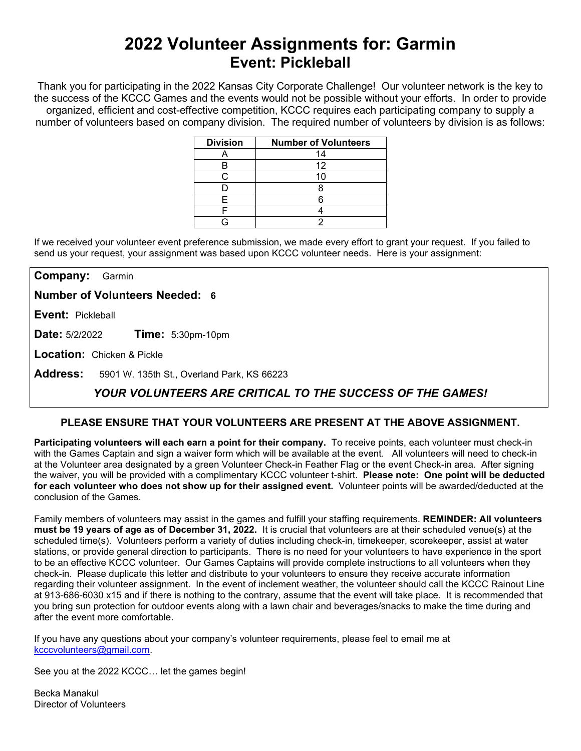# 2022 Volunteer Assignments for: Garmin

## Event: Pickleball

Thank you for participating in the 2022 Kansas City Corporate Challenge! Our volunteer network is the key to the success of the KCCC Games and the events would not be possible without your efforts. In order to provide organized, efficient and cost-effective competition, KCCC requires each participating company to supply a number of volunteers based on company division. The required number of volunteers by division is as follows:

| Division | Number of Volunteers |
|---|---|
| A | 14 |
| B | 12 |
| C | 10 |
| D | 8 |
| E | 6 |
| F | 4 |
| G | 2 |

If we received your volunteer event preference submission, we made every effort to grant your request. If you failed to send us your request, your assignment was based upon KCCC volunteer needs. Here is your assignment:

**Company:** Garmin

**Number of Volunteers Needed:** **6**

**Event:** Pickleball

**Date:** 5/2/2022 **Time:** 5:30pm-10pm

**Location:** Chicken & Pickle

**Address:** 5901 W. 135th St., Overland Park, KS 66223

***YOUR VOLUNTEERS ARE CRITICAL TO THE SUCCESS OF THE GAMES!***

**PLEASE ENSURE THAT YOUR VOLUNTEERS ARE PRESENT AT THE ABOVE ASSIGNMENT.**

**Participating volunteers will each earn a point for their company.** To receive points, each volunteer must check-in with the Games Captain and sign a waiver form which will be available at the event. All volunteers will need to check-in at the Volunteer area designated by a green Volunteer Check-in Feather Flag or the event Check-in area. After signing the waiver, you will be provided with a complimentary KCCC volunteer t-shirt. **Please note: One point will be deducted for each volunteer who does not show up for their assigned event.** Volunteer points will be awarded/deducted at the conclusion of the Games.

Family members of volunteers may assist in the games and fulfill your staffing requirements. **REMINDER: All volunteers must be 19 years of age as of December 31, 2022.** It is crucial that volunteers are at their scheduled venue(s) at the scheduled time(s). Volunteers perform a variety of duties including check-in, timekeeper, scorekeeper, assist at water stations, or provide general direction to participants. There is no need for your volunteers to have experience in the sport to be an effective KCCC volunteer. Our Games Captains will provide complete instructions to all volunteers when they check-in. Please duplicate this letter and distribute to your volunteers to ensure they receive accurate information regarding their volunteer assignment. In the event of inclement weather, the volunteer should call the KCCC Rainout Line at 913-686-6030 x15 and if there is nothing to the contrary, assume that the event will take place. It is recommended that you bring sun protection for outdoor events along with a lawn chair and beverages/snacks to make the time during and after the event more comfortable.

If you have any questions about your company's volunteer requirements, please feel to email me at kcccvolunteers@gmail.com.

See you at the 2022 KCCC… let the games begin!

Becka Manakul
Director of Volunteers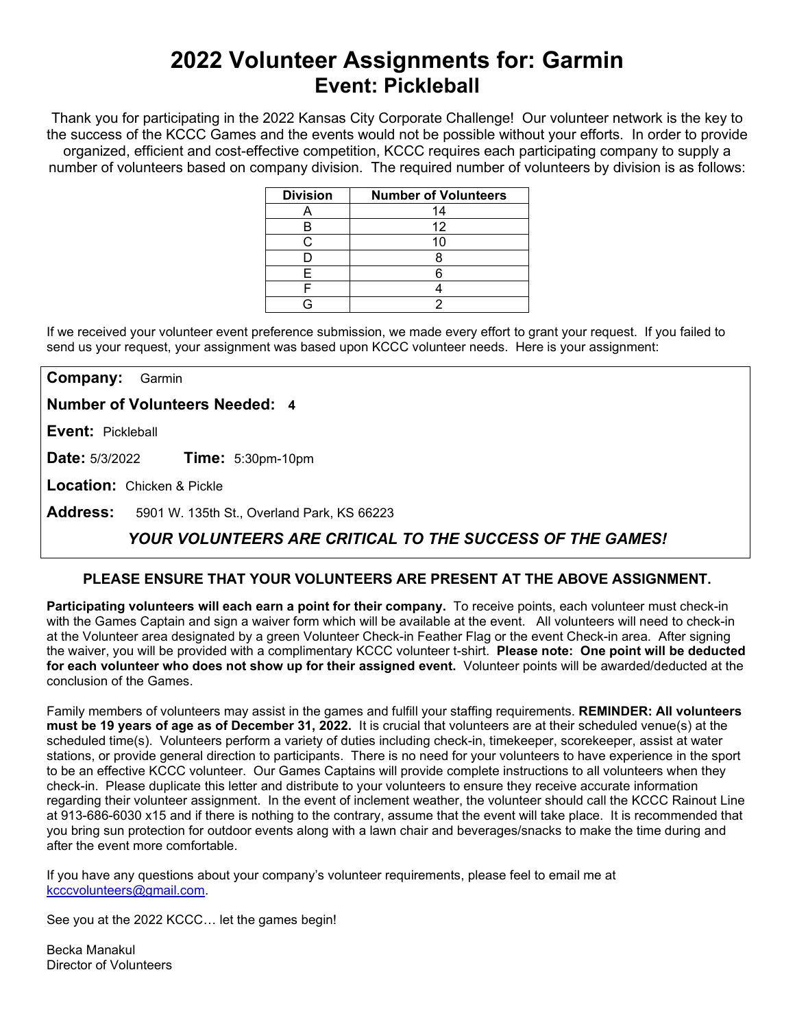# 2022 Volunteer Assignments for: Garmin
## Event: Pickleball

Thank you for participating in the 2022 Kansas City Corporate Challenge! Our volunteer network is the key to the success of the KCCC Games and the events would not be possible without your efforts. In order to provide organized, efficient and cost-effective competition, KCCC requires each participating company to supply a number of volunteers based on company division. The required number of volunteers by division is as follows:

| Division | Number of Volunteers |
|---|---|
| A | 14 |
| B | 12 |
| C | 10 |
| D | 8 |
| E | 6 |
| F | 4 |
| G | 2 |

If we received your volunteer event preference submission, we made every effort to grant your request. If you failed to send us your request, your assignment was based upon KCCC volunteer needs. Here is your assignment:

**Company:** Garmin

**Number of Volunteers Needed:** **4**

**Event:** Pickleball

**Date:** 5/3/2022 **Time:** 5:30pm-10pm

**Location:** Chicken & Pickle

**Address:** 5901 W. 135th St., Overland Park, KS 66223

***YOUR VOLUNTEERS ARE CRITICAL TO THE SUCCESS OF THE GAMES!***

**PLEASE ENSURE THAT YOUR VOLUNTEERS ARE PRESENT AT THE ABOVE ASSIGNMENT.**

**Participating volunteers will each earn a point for their company.** To receive points, each volunteer must check-in with the Games Captain and sign a waiver form which will be available at the event. All volunteers will need to check-in at the Volunteer area designated by a green Volunteer Check-in Feather Flag or the event Check-in area. After signing the waiver, you will be provided with a complimentary KCCC volunteer t-shirt. **Please note: One point will be deducted for each volunteer who does not show up for their assigned event.** Volunteer points will be awarded/deducted at the conclusion of the Games.

Family members of volunteers may assist in the games and fulfill your staffing requirements. **REMINDER: All volunteers must be 19 years of age as of December 31, 2022.** It is crucial that volunteers are at their scheduled venue(s) at the scheduled time(s). Volunteers perform a variety of duties including check-in, timekeeper, scorekeeper, assist at water stations, or provide general direction to participants. There is no need for your volunteers to have experience in the sport to be an effective KCCC volunteer. Our Games Captains will provide complete instructions to all volunteers when they check-in. Please duplicate this letter and distribute to your volunteers to ensure they receive accurate information regarding their volunteer assignment. In the event of inclement weather, the volunteer should call the KCCC Rainout Line at 913-686-6030 x15 and if there is nothing to the contrary, assume that the event will take place. It is recommended that you bring sun protection for outdoor events along with a lawn chair and beverages/snacks to make the time during and after the event more comfortable.

If you have any questions about your company's volunteer requirements, please feel to email me at kcccvolunteers@gmail.com.

See you at the 2022 KCCC… let the games begin!

Becka Manakul
Director of Volunteers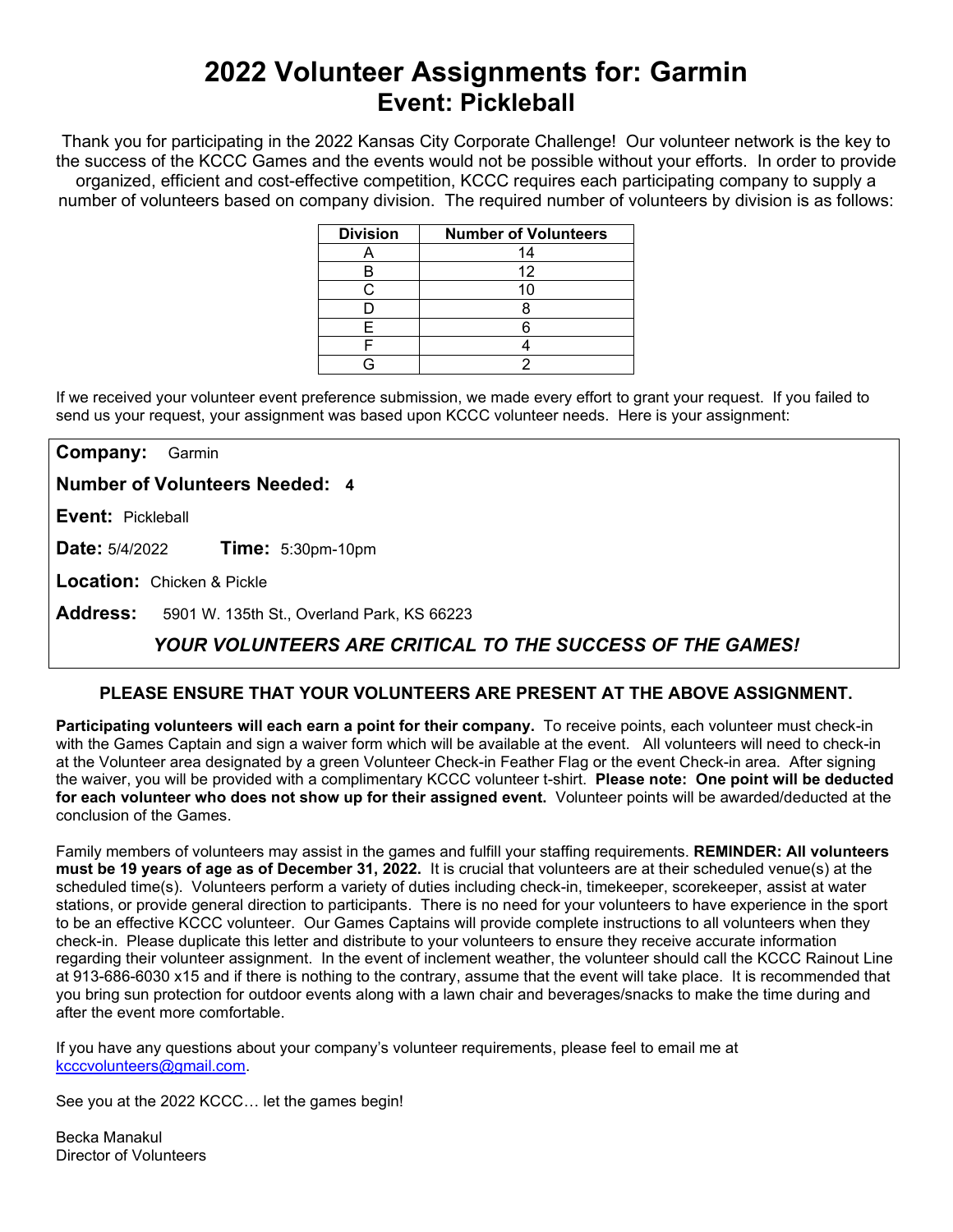# 2022 Volunteer Assignments for: Garmin

## Event: Pickleball

Thank you for participating in the 2022 Kansas City Corporate Challenge! Our volunteer network is the key to the success of the KCCC Games and the events would not be possible without your efforts. In order to provide organized, efficient and cost-effective competition, KCCC requires each participating company to supply a number of volunteers based on company division. The required number of volunteers by division is as follows:

| Division | Number of Volunteers |
|---|---|
| A | 14 |
| B | 12 |
| C | 10 |
| D | 8 |
| E | 6 |
| F | 4 |
| G | 2 |

If we received your volunteer event preference submission, we made every effort to grant your request. If you failed to send us your request, your assignment was based upon KCCC volunteer needs. Here is your assignment:

**Company:** Garmin

**Number of Volunteers Needed:** **4**

**Event:** Pickleball

**Date:** 5/4/2022 **Time:** 5:30pm-10pm

**Location:** Chicken & Pickle

**Address:** 5901 W. 135th St., Overland Park, KS 66223

***YOUR VOLUNTEERS ARE CRITICAL TO THE SUCCESS OF THE GAMES!***

**PLEASE ENSURE THAT YOUR VOLUNTEERS ARE PRESENT AT THE ABOVE ASSIGNMENT.**

**Participating volunteers will each earn a point for their company.** To receive points, each volunteer must check-in with the Games Captain and sign a waiver form which will be available at the event. All volunteers will need to check-in at the Volunteer area designated by a green Volunteer Check-in Feather Flag or the event Check-in area. After signing the waiver, you will be provided with a complimentary KCCC volunteer t-shirt. **Please note: One point will be deducted for each volunteer who does not show up for their assigned event.** Volunteer points will be awarded/deducted at the conclusion of the Games.

Family members of volunteers may assist in the games and fulfill your staffing requirements. **REMINDER: All volunteers must be 19 years of age as of December 31, 2022.** It is crucial that volunteers are at their scheduled venue(s) at the scheduled time(s). Volunteers perform a variety of duties including check-in, timekeeper, scorekeeper, assist at water stations, or provide general direction to participants. There is no need for your volunteers to have experience in the sport to be an effective KCCC volunteer. Our Games Captains will provide complete instructions to all volunteers when they check-in. Please duplicate this letter and distribute to your volunteers to ensure they receive accurate information regarding their volunteer assignment. In the event of inclement weather, the volunteer should call the KCCC Rainout Line at 913-686-6030 x15 and if there is nothing to the contrary, assume that the event will take place. It is recommended that you bring sun protection for outdoor events along with a lawn chair and beverages/snacks to make the time during and after the event more comfortable.

If you have any questions about your company's volunteer requirements, please feel to email me at kcccvolunteers@gmail.com.

See you at the 2022 KCCC… let the games begin!

Becka Manakul
Director of Volunteers